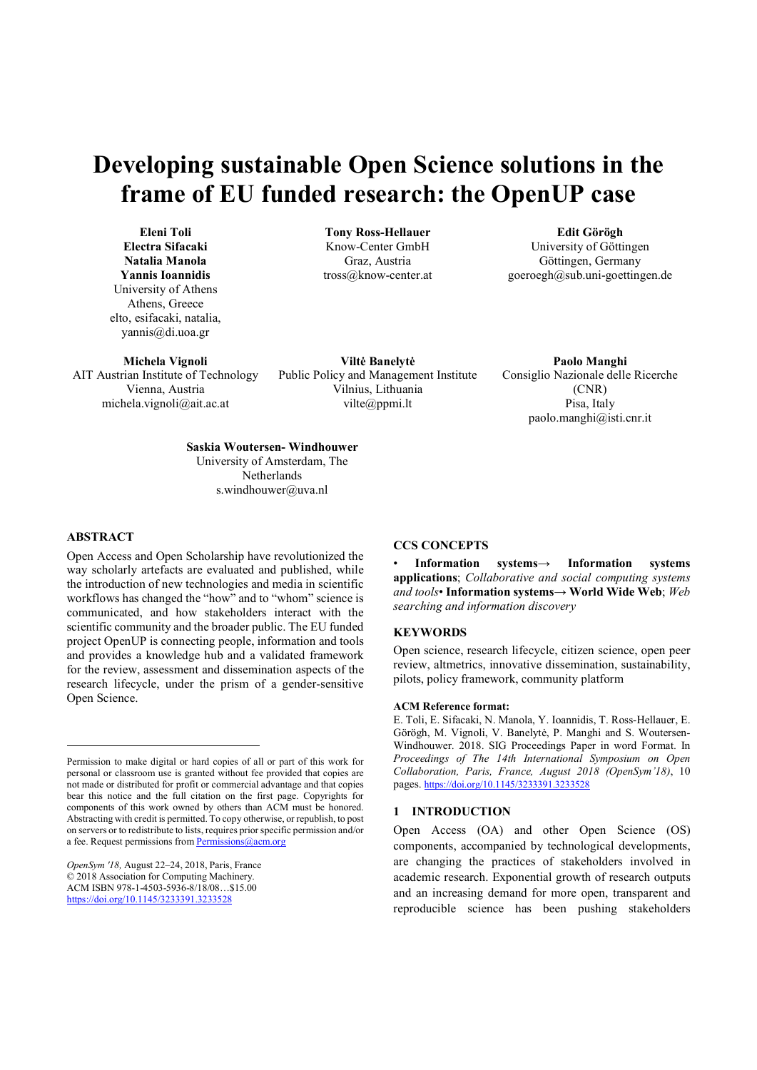# Developing sustainable Open Science solutions in the frame of EU funded research: the OpenUP case

**Eleni Toli**
**Electra Sifacaki**
**Natalia Manola**
**Yannis Ioannidis**
University of Athens
Athens, Greece
elto, esifacaki, natalia, yannis@di.uoa.gr

**Tony Ross-Hellauer**
Know-Center GmbH
Graz, Austria
tross@know-center.at

**Edit Görögh**
University of Göttingen
Göttingen, Germany
goeroegh@sub.uni-goettingen.de

**Michela Vignoli**
AIT Austrian Institute of Technology
Vienna, Austria
michela.vignoli@ait.ac.at

**Viltė Banelytė**
Public Policy and Management Institute
Vilnius, Lithuania
vilte@ppmi.lt

**Paolo Manghi**
Consiglio Nazionale delle Ricerche (CNR)
Pisa, Italy
paolo.manghi@isti.cnr.it

**Saskia Woutersen- Windhouwer**
University of Amsterdam, The Netherlands
s.windhouwer@uva.nl

## ABSTRACT

Open Access and Open Scholarship have revolutionized the way scholarly artefacts are evaluated and published, while the introduction of new technologies and media in scientific workflows has changed the "how" and to "whom" science is communicated, and how stakeholders interact with the scientific community and the broader public. The EU funded project OpenUP is connecting people, information and tools and provides a knowledge hub and a validated framework for the review, assessment and dissemination aspects of the research lifecycle, under the prism of a gender-sensitive Open Science.

## CCS CONCEPTS

• **Information systems→ Information systems applications**; *Collaborative and social computing systems and tools*• **Information systems→ World Wide Web**; *Web searching and information discovery*

## KEYWORDS

Open science, research lifecycle, citizen science, open peer review, altmetrics, innovative dissemination, sustainability, pilots, policy framework, community platform

**ACM Reference format:**

E. Toli, E. Sifacaki, N. Manola, Y. Ioannidis, T. Ross-Hellauer, E. Görögh, M. Vignoli, V. Banelytė, P. Manghi and S. Woutersen-Windhouwer. 2018. SIG Proceedings Paper in word Format. In *Proceedings of The 14th International Symposium on Open Collaboration, Paris, France, August 2018 (OpenSym'18)*, 10 pages. https://doi.org/10.1145/3233391.3233528

## 1 INTRODUCTION

Open Access (OA) and other Open Science (OS) components, accompanied by technological developments, are changing the practices of stakeholders involved in academic research. Exponential growth of research outputs and an increasing demand for more open, transparent and reproducible science has been pushing stakeholders

---

Permission to make digital or hard copies of all or part of this work for personal or classroom use is granted without fee provided that copies are not made or distributed for profit or commercial advantage and that copies bear this notice and the full citation on the first page. Copyrights for components of this work owned by others than ACM must be honored. Abstracting with credit is permitted. To copy otherwise, or republish, to post on servers or to redistribute to lists, requires prior specific permission and/or a fee. Request permissions from Permissions@acm.org

*OpenSym '18,* August 22–24, 2018, Paris, France
© 2018 Association for Computing Machinery.
ACM ISBN 978-1-4503-5936-8/18/08…$15.00
https://doi.org/10.1145/3233391.3233528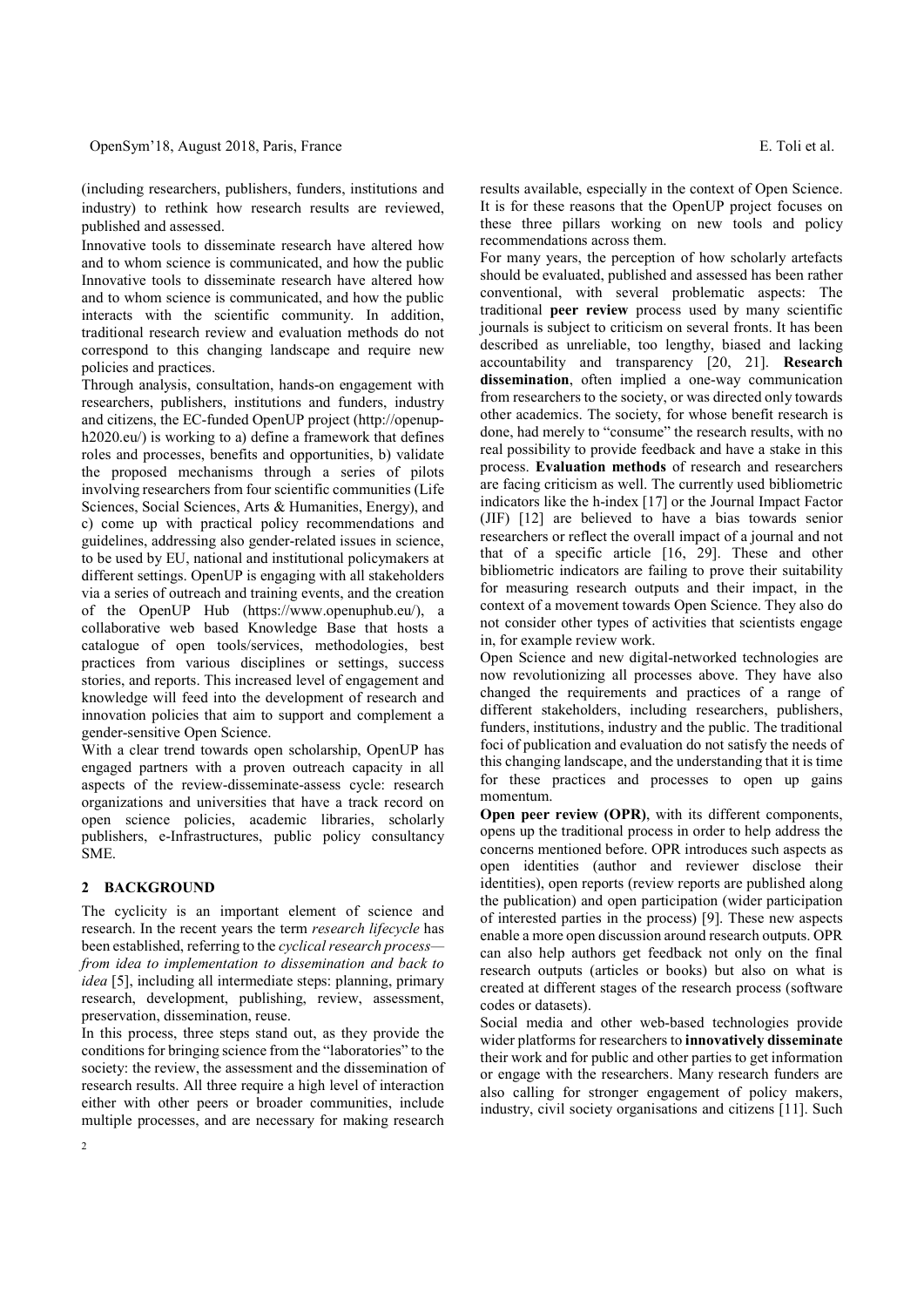(including researchers, publishers, funders, institutions and industry) to rethink how research results are reviewed, published and assessed.

Innovative tools to disseminate research have altered how and to whom science is communicated, and how the public Innovative tools to disseminate research have altered how and to whom science is communicated, and how the public interacts with the scientific community. In addition, traditional research review and evaluation methods do not correspond to this changing landscape and require new policies and practices.

Through analysis, consultation, hands-on engagement with researchers, publishers, institutions and funders, industry and citizens, the EC-funded OpenUP project (http://openup-h2020.eu/) is working to a) define a framework that defines roles and processes, benefits and opportunities, b) validate the proposed mechanisms through a series of pilots involving researchers from four scientific communities (Life Sciences, Social Sciences, Arts & Humanities, Energy), and c) come up with practical policy recommendations and guidelines, addressing also gender-related issues in science, to be used by EU, national and institutional policymakers at different settings. OpenUP is engaging with all stakeholders via a series of outreach and training events, and the creation of the OpenUP Hub (https://www.openuphub.eu/), a collaborative web based Knowledge Base that hosts a catalogue of open tools/services, methodologies, best practices from various disciplines or settings, success stories, and reports. This increased level of engagement and knowledge will feed into the development of research and innovation policies that aim to support and complement a gender-sensitive Open Science.

With a clear trend towards open scholarship, OpenUP has engaged partners with a proven outreach capacity in all aspects of the review-disseminate-assess cycle: research organizations and universities that have a track record on open science policies, academic libraries, scholarly publishers, e-Infrastructures, public policy consultancy SME.

## 2 BACKGROUND

The cyclicity is an important element of science and research. In the recent years the term *research lifecycle* has been established, referring to the *cyclical research process—from idea to implementation to dissemination and back to idea* [5], including all intermediate steps: planning, primary research, development, publishing, review, assessment, preservation, dissemination, reuse.

In this process, three steps stand out, as they provide the conditions for bringing science from the "laboratories" to the society: the review, the assessment and the dissemination of research results. All three require a high level of interaction either with other peers or broader communities, include multiple processes, and are necessary for making research results available, especially in the context of Open Science. It is for these reasons that the OpenUP project focuses on these three pillars working on new tools and policy recommendations across them.

For many years, the perception of how scholarly artefacts should be evaluated, published and assessed has been rather conventional, with several problematic aspects: The traditional **peer review** process used by many scientific journals is subject to criticism on several fronts. It has been described as unreliable, too lengthy, biased and lacking accountability and transparency [20, 21]. **Research dissemination**, often implied a one-way communication from researchers to the society, or was directed only towards other academics. The society, for whose benefit research is done, had merely to "consume" the research results, with no real possibility to provide feedback and have a stake in this process. **Evaluation methods** of research and researchers are facing criticism as well. The currently used bibliometric indicators like the h-index [17] or the Journal Impact Factor (JIF) [12] are believed to have a bias towards senior researchers or reflect the overall impact of a journal and not that of a specific article [16, 29]. These and other bibliometric indicators are failing to prove their suitability for measuring research outputs and their impact, in the context of a movement towards Open Science. They also do not consider other types of activities that scientists engage in, for example review work.

Open Science and new digital-networked technologies are now revolutionizing all processes above. They have also changed the requirements and practices of a range of different stakeholders, including researchers, publishers, funders, institutions, industry and the public. The traditional foci of publication and evaluation do not satisfy the needs of this changing landscape, and the understanding that it is time for these practices and processes to open up gains momentum.

**Open peer review (OPR)**, with its different components, opens up the traditional process in order to help address the concerns mentioned before. OPR introduces such aspects as open identities (author and reviewer disclose their identities), open reports (review reports are published along the publication) and open participation (wider participation of interested parties in the process) [9]. These new aspects enable a more open discussion around research outputs. OPR can also help authors get feedback not only on the final research outputs (articles or books) but also on what is created at different stages of the research process (software codes or datasets).

Social media and other web-based technologies provide wider platforms for researchers to **innovatively disseminate** their work and for public and other parties to get information or engage with the researchers. Many research funders are also calling for stronger engagement of policy makers, industry, civil society organisations and citizens [11]. Such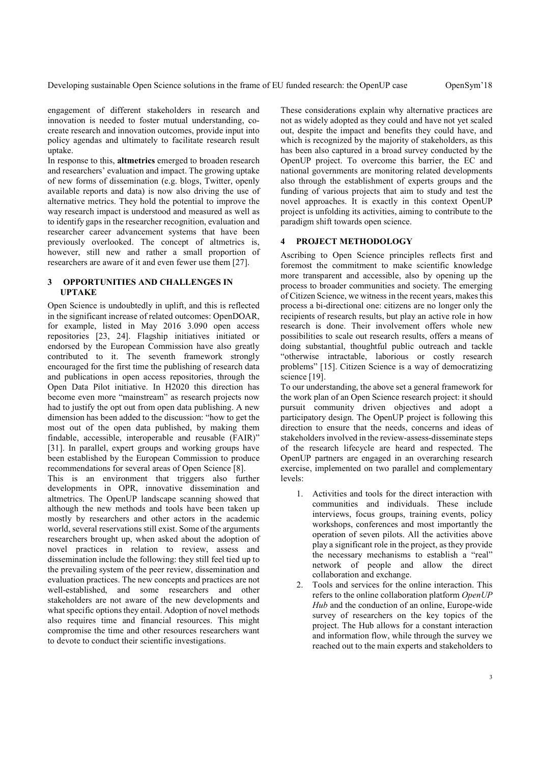engagement of different stakeholders in research and innovation is needed to foster mutual understanding, co-create research and innovation outcomes, provide input into policy agendas and ultimately to facilitate research result uptake.

In response to this, **altmetrics** emerged to broaden research and researchers' evaluation and impact. The growing uptake of new forms of dissemination (e.g. blogs, Twitter, openly available reports and data) is now also driving the use of alternative metrics. They hold the potential to improve the way research impact is understood and measured as well as to identify gaps in the researcher recognition, evaluation and researcher career advancement systems that have been previously overlooked. The concept of altmetrics is, however, still new and rather a small proportion of researchers are aware of it and even fewer use them [27].

## 3 OPPORTUNITIES AND CHALLENGES IN UPTAKE

Open Science is undoubtedly in uplift, and this is reflected in the significant increase of related outcomes: OpenDOAR, for example, listed in May 2016 3.090 open access repositories [23, 24]. Flagship initiatives initiated or endorsed by the European Commission have also greatly contributed to it. The seventh framework strongly encouraged for the first time the publishing of research data and publications in open access repositories, through the Open Data Pilot initiative. In H2020 this direction has become even more "mainstream" as research projects now had to justify the opt out from open data publishing. A new dimension has been added to the discussion: "how to get the most out of the open data published, by making them findable, accessible, interoperable and reusable (FAIR)" [31]. In parallel, expert groups and working groups have been established by the European Commission to produce recommendations for several areas of Open Science [8].

This is an environment that triggers also further developments in OPR, innovative dissemination and altmetrics. The OpenUP landscape scanning showed that although the new methods and tools have been taken up mostly by researchers and other actors in the academic world, several reservations still exist. Some of the arguments researchers brought up, when asked about the adoption of novel practices in relation to review, assess and dissemination include the following: they still feel tied up to the prevailing system of the peer review, dissemination and evaluation practices. The new concepts and practices are not well-established, and some researchers and other stakeholders are not aware of the new developments and what specific options they entail. Adoption of novel methods also requires time and financial resources. This might compromise the time and other resources researchers want to devote to conduct their scientific investigations.

These considerations explain why alternative practices are not as widely adopted as they could and have not yet scaled out, despite the impact and benefits they could have, and which is recognized by the majority of stakeholders, as this has been also captured in a broad survey conducted by the OpenUP project. To overcome this barrier, the EC and national governments are monitoring related developments also through the establishment of experts groups and the funding of various projects that aim to study and test the novel approaches. It is exactly in this context OpenUP project is unfolding its activities, aiming to contribute to the paradigm shift towards open science.

## 4 PROJECT METHODOLOGY

Ascribing to Open Science principles reflects first and foremost the commitment to make scientific knowledge more transparent and accessible, also by opening up the process to broader communities and society. The emerging of Citizen Science, we witness in the recent years, makes this process a bi-directional one: citizens are no longer only the recipients of research results, but play an active role in how research is done. Their involvement offers whole new possibilities to scale out research results, offers a means of doing substantial, thoughtful public outreach and tackle "otherwise intractable, laborious or costly research problems" [15]. Citizen Science is a way of democratizing science [19].

To our understanding, the above set a general framework for the work plan of an Open Science research project: it should pursuit community driven objectives and adopt a participatory design. The OpenUP project is following this direction to ensure that the needs, concerns and ideas of stakeholders involved in the review-assess-disseminate steps of the research lifecycle are heard and respected. The OpenUP partners are engaged in an overarching research exercise, implemented on two parallel and complementary levels:

1. Activities and tools for the direct interaction with communities and individuals. These include interviews, focus groups, training events, policy workshops, conferences and most importantly the operation of seven pilots. All the activities above play a significant role in the project, as they provide the necessary mechanisms to establish a "real" network of people and allow the direct collaboration and exchange.
2. Tools and services for the online interaction. This refers to the online collaboration platform *OpenUP Hub* and the conduction of an online, Europe-wide survey of researchers on the key topics of the project. The Hub allows for a constant interaction and information flow, while through the survey we reached out to the main experts and stakeholders to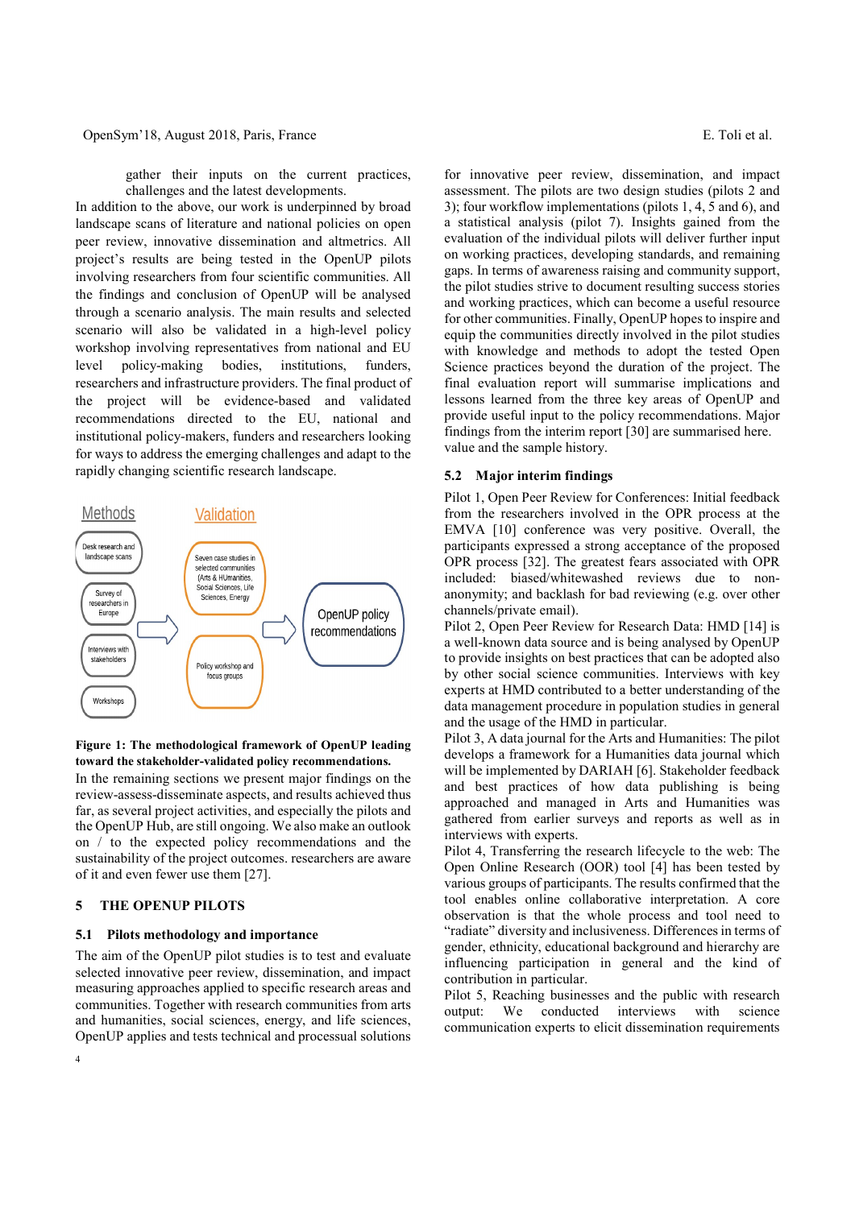gather their inputs on the current practices, challenges and the latest developments.

In addition to the above, our work is underpinned by broad landscape scans of literature and national policies on open peer review, innovative dissemination and altmetrics. All project's results are being tested in the OpenUP pilots involving researchers from four scientific communities. All the findings and conclusion of OpenUP will be analysed through a scenario analysis. The main results and selected scenario will also be validated in a high-level policy workshop involving representatives from national and EU level policy-making bodies, institutions, funders, researchers and infrastructure providers. The final product of the project will be evidence-based and validated recommendations directed to the EU, national and institutional policy-makers, funders and researchers looking for ways to address the emerging challenges and adapt to the rapidly changing scientific research landscape.

Methods

- Desk research and landscape scans
- Survey of researchers in Europe
- Interviews with stakeholders
- Workshops

Validation

- Seven case studies in selected communities (Arts & HUmanities, Social Sciences, Life Sciences, Energy
- Policy workshop and focus groups

OpenUP policy recommendations

**Figure 1: The methodological framework of OpenUP leading toward the stakeholder-validated policy recommendations.**

In the remaining sections we present major findings on the review-assess-disseminate aspects, and results achieved thus far, as several project activities, and especially the pilots and the OpenUP Hub, are still ongoing. We also make an outlook on / to the expected policy recommendations and the sustainability of the project outcomes. researchers are aware of it and even fewer use them [27].

## 5 THE OPENUP PILOTS

### 5.1 Pilots methodology and importance

The aim of the OpenUP pilot studies is to test and evaluate selected innovative peer review, dissemination, and impact measuring approaches applied to specific research areas and communities. Together with research communities from arts and humanities, social sciences, energy, and life sciences, OpenUP applies and tests technical and processual solutions for innovative peer review, dissemination, and impact assessment. The pilots are two design studies (pilots 2 and 3); four workflow implementations (pilots 1, 4, 5 and 6), and a statistical analysis (pilot 7). Insights gained from the evaluation of the individual pilots will deliver further input on working practices, developing standards, and remaining gaps. In terms of awareness raising and community support, the pilot studies strive to document resulting success stories and working practices, which can become a useful resource for other communities. Finally, OpenUP hopes to inspire and equip the communities directly involved in the pilot studies with knowledge and methods to adopt the tested Open Science practices beyond the duration of the project. The final evaluation report will summarise implications and lessons learned from the three key areas of OpenUP and provide useful input to the policy recommendations. Major findings from the interim report [30] are summarised here. value and the sample history.

### 5.2 Major interim findings

Pilot 1, Open Peer Review for Conferences: Initial feedback from the researchers involved in the OPR process at the EMVA [10] conference was very positive. Overall, the participants expressed a strong acceptance of the proposed OPR process [32]. The greatest fears associated with OPR included: biased/whitewashed reviews due to non-anonymity; and backlash for bad reviewing (e.g. over other channels/private email).

Pilot 2, Open Peer Review for Research Data: HMD [14] is a well-known data source and is being analysed by OpenUP to provide insights on best practices that can be adopted also by other social science communities. Interviews with key experts at HMD contributed to a better understanding of the data management procedure in population studies in general and the usage of the HMD in particular.

Pilot 3, A data journal for the Arts and Humanities: The pilot develops a framework for a Humanities data journal which will be implemented by DARIAH [6]. Stakeholder feedback and best practices of how data publishing is being approached and managed in Arts and Humanities was gathered from earlier surveys and reports as well as in interviews with experts.

Pilot 4, Transferring the research lifecycle to the web: The Open Online Research (OOR) tool [4] has been tested by various groups of participants. The results confirmed that the tool enables online collaborative interpretation. A core observation is that the whole process and tool need to "radiate" diversity and inclusiveness. Differences in terms of gender, ethnicity, educational background and hierarchy are influencing participation in general and the kind of contribution in particular.

Pilot 5, Reaching businesses and the public with research output: We conducted interviews with science communication experts to elicit dissemination requirements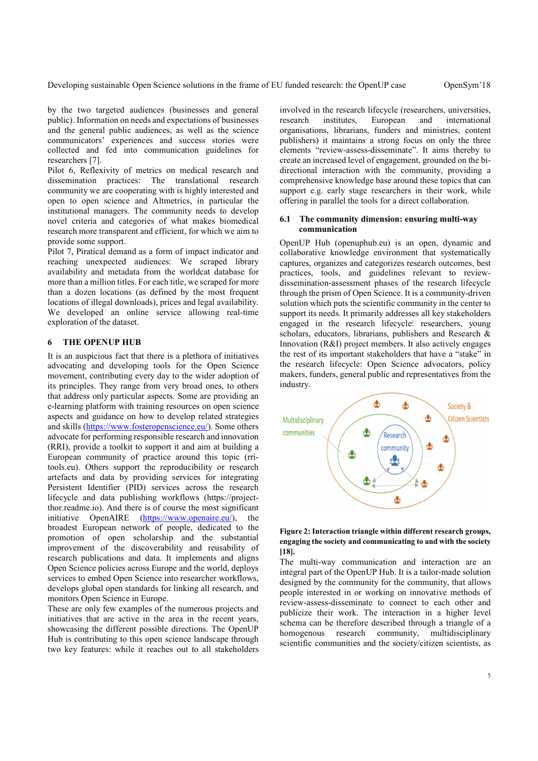by the two targeted audiences (businesses and general public). Information on needs and expectations of businesses and the general public audiences, as well as the science communicators' experiences and success stories were collected and fed into communication guidelines for researchers [7].

Pilot 6, Reflexivity of metrics on medical research and dissemination practices: The translational research community we are cooperating with is highly interested and open to open science and Altmetrics, in particular the institutional managers. The community needs to develop novel criteria and categories of what makes biomedical research more transparent and efficient, for which we aim to provide some support.

Pilot 7, Piratical demand as a form of impact indicator and reaching unexpected audiences: We scraped library availability and metadata from the worldcat database for more than a million titles. For each title, we scraped for more than a dozen locations (as defined by the most frequent locations of illegal downloads), prices and legal availability. We developed an online service allowing real-time exploration of the dataset.

## 6 THE OPENUP HUB

It is an auspicious fact that there is a plethora of initiatives advocating and developing tools for the Open Science movement, contributing every day to the wider adoption of its principles. They range from very broad ones, to others that address only particular aspects. Some are providing an e-learning platform with training resources on open science aspects and guidance on how to develop related strategies and skills (https://www.fosteropenscience.eu/). Some others advocate for performing responsible research and innovation (RRI), provide a toolkit to support it and aim at building a European community of practice around this topic (rri-tools.eu). Others support the reproducibility or research artefacts and data by providing services for integrating Persistent Identifier (PID) services across the research lifecycle and data publishing workflows (https://project-thor.readme.io). And there is of course the most significant initiative OpenAIRE (https://www.openaire.eu/), the broadest European network of people, dedicated to the promotion of open scholarship and the substantial improvement of the discoverability and reusability of research publications and data. It implements and aligns Open Science policies across Europe and the world, deploys services to embed Open Science into researcher workflows, develops global open standards for linking all research, and monitors Open Science in Europe.

These are only few examples of the numerous projects and initiatives that are active in the area in the recent years, showcasing the different possible directions. The OpenUP Hub is contributing to this open science landscape through two key features: while it reaches out to all stakeholders involved in the research lifecycle (researchers, universities, research institutes, European and international organisations, librarians, funders and ministries, content publishers) it maintains a strong focus on only the three elements "review-assess-disseminate". It aims thereby to create an increased level of engagement, grounded on the bi-directional interaction with the community, providing a comprehensive knowledge base around these topics that can support e.g. early stage researchers in their work, while offering in parallel the tools for a direct collaboration.

### 6.1 The community dimension: ensuring multi-way communication

OpenUP Hub (openuphub.eu) is an open, dynamic and collaborative knowledge environment that systematically captures, organizes and categorizes research outcomes, best practices, tools, and guidelines relevant to review-dissemination-assessment phases of the research lifecycle through the prism of Open Science. It is a community-driven solution which puts the scientific community in the center to support its needs. It primarily addresses all key stakeholders engaged in the research lifecycle: researchers, young scholars, educators, librarians, publishers and Research & Innovation (R&I) project members. It also actively engages the rest of its important stakeholders that have a "stake" in the research lifecycle: Open Science advocators, policy makers, funders, general public and representatives from the industry.

**Figure 2: Interaction triangle within different research groups, engaging the society and communicating to and with the society [18].**

The multi-way communication and interaction are an integral part of the OpenUP Hub. It is a tailor-made solution designed by the community for the community, that allows people interested in or working on innovative methods of review-assess-disseminate to connect to each other and publicize their work. The interaction in a higher level schema can be therefore described through a triangle of a homogenous research community, multidisciplinary scientific communities and the society/citizen scientists, as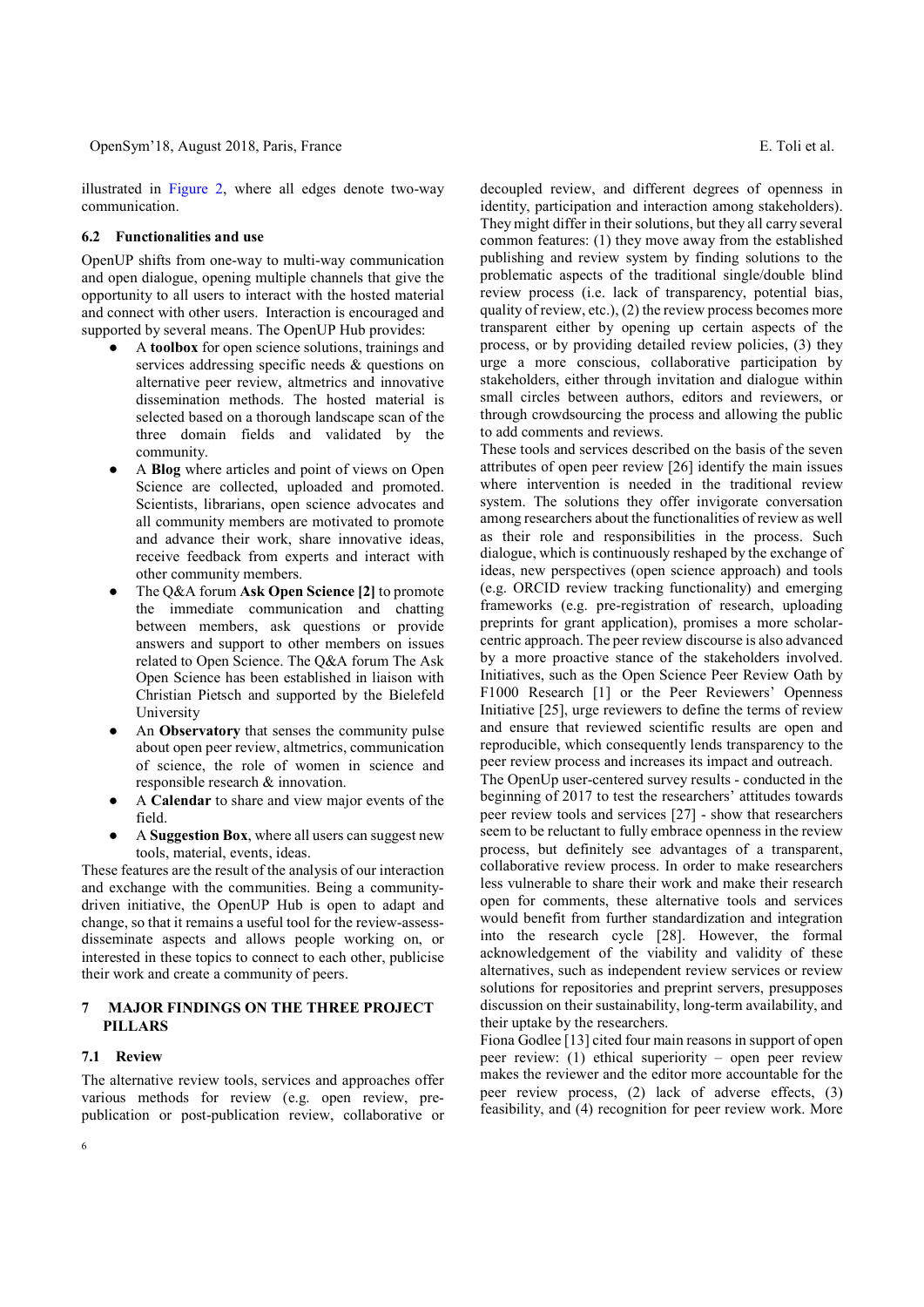illustrated in Figure 2, where all edges denote two-way communication.

### 6.2 Functionalities and use

OpenUP shifts from one-way to multi-way communication and open dialogue, opening multiple channels that give the opportunity to all users to interact with the hosted material and connect with other users. Interaction is encouraged and supported by several means. The OpenUP Hub provides:

- A **toolbox** for open science solutions, trainings and services addressing specific needs & questions on alternative peer review, altmetrics and innovative dissemination methods. The hosted material is selected based on a thorough landscape scan of the three domain fields and validated by the community.
- A **Blog** where articles and point of views on Open Science are collected, uploaded and promoted. Scientists, librarians, open science advocates and all community members are motivated to promote and advance their work, share innovative ideas, receive feedback from experts and interact with other community members.
- The Q&A forum **Ask Open Science [2]** to promote the immediate communication and chatting between members, ask questions or provide answers and support to other members on issues related to Open Science. The Q&A forum The Ask Open Science has been established in liaison with Christian Pietsch and supported by the Bielefeld University
- An **Observatory** that senses the community pulse about open peer review, altmetrics, communication of science, the role of women in science and responsible research & innovation.
- A **Calendar** to share and view major events of the field.
- A **Suggestion Box**, where all users can suggest new tools, material, events, ideas.

These features are the result of the analysis of our interaction and exchange with the communities. Being a community-driven initiative, the OpenUP Hub is open to adapt and change, so that it remains a useful tool for the review-assess-disseminate aspects and allows people working on, or interested in these topics to connect to each other, publicise their work and create a community of peers.

## 7 MAJOR FINDINGS ON THE THREE PROJECT PILLARS

### 7.1 Review

The alternative review tools, services and approaches offer various methods for review (e.g. open review, pre-publication or post-publication review, collaborative or decoupled review, and different degrees of openness in identity, participation and interaction among stakeholders). They might differ in their solutions, but they all carry several common features: (1) they move away from the established publishing and review system by finding solutions to the problematic aspects of the traditional single/double blind review process (i.e. lack of transparency, potential bias, quality of review, etc.), (2) the review process becomes more transparent either by opening up certain aspects of the process, or by providing detailed review policies, (3) they urge a more conscious, collaborative participation by stakeholders, either through invitation and dialogue within small circles between authors, editors and reviewers, or through crowdsourcing the process and allowing the public to add comments and reviews.

These tools and services described on the basis of the seven attributes of open peer review [26] identify the main issues where intervention is needed in the traditional review system. The solutions they offer invigorate conversation among researchers about the functionalities of review as well as their role and responsibilities in the process. Such dialogue, which is continuously reshaped by the exchange of ideas, new perspectives (open science approach) and tools (e.g. ORCID review tracking functionality) and emerging frameworks (e.g. pre-registration of research, uploading preprints for grant application), promises a more scholar-centric approach. The peer review discourse is also advanced by a more proactive stance of the stakeholders involved. Initiatives, such as the Open Science Peer Review Oath by F1000 Research [1] or the Peer Reviewers' Openness Initiative [25], urge reviewers to define the terms of review and ensure that reviewed scientific results are open and reproducible, which consequently lends transparency to the peer review process and increases its impact and outreach.

The OpenUp user-centered survey results - conducted in the beginning of 2017 to test the researchers' attitudes towards peer review tools and services [27] - show that researchers seem to be reluctant to fully embrace openness in the review process, but definitely see advantages of a transparent, collaborative review process. In order to make researchers less vulnerable to share their work and make their research open for comments, these alternative tools and services would benefit from further standardization and integration into the research cycle [28]. However, the formal acknowledgement of the viability and validity of these alternatives, such as independent review services or review solutions for repositories and preprint servers, presupposes discussion on their sustainability, long-term availability, and their uptake by the researchers.

Fiona Godlee [13] cited four main reasons in support of open peer review: (1) ethical superiority – open peer review makes the reviewer and the editor more accountable for the peer review process, (2) lack of adverse effects, (3) feasibility, and (4) recognition for peer review work. More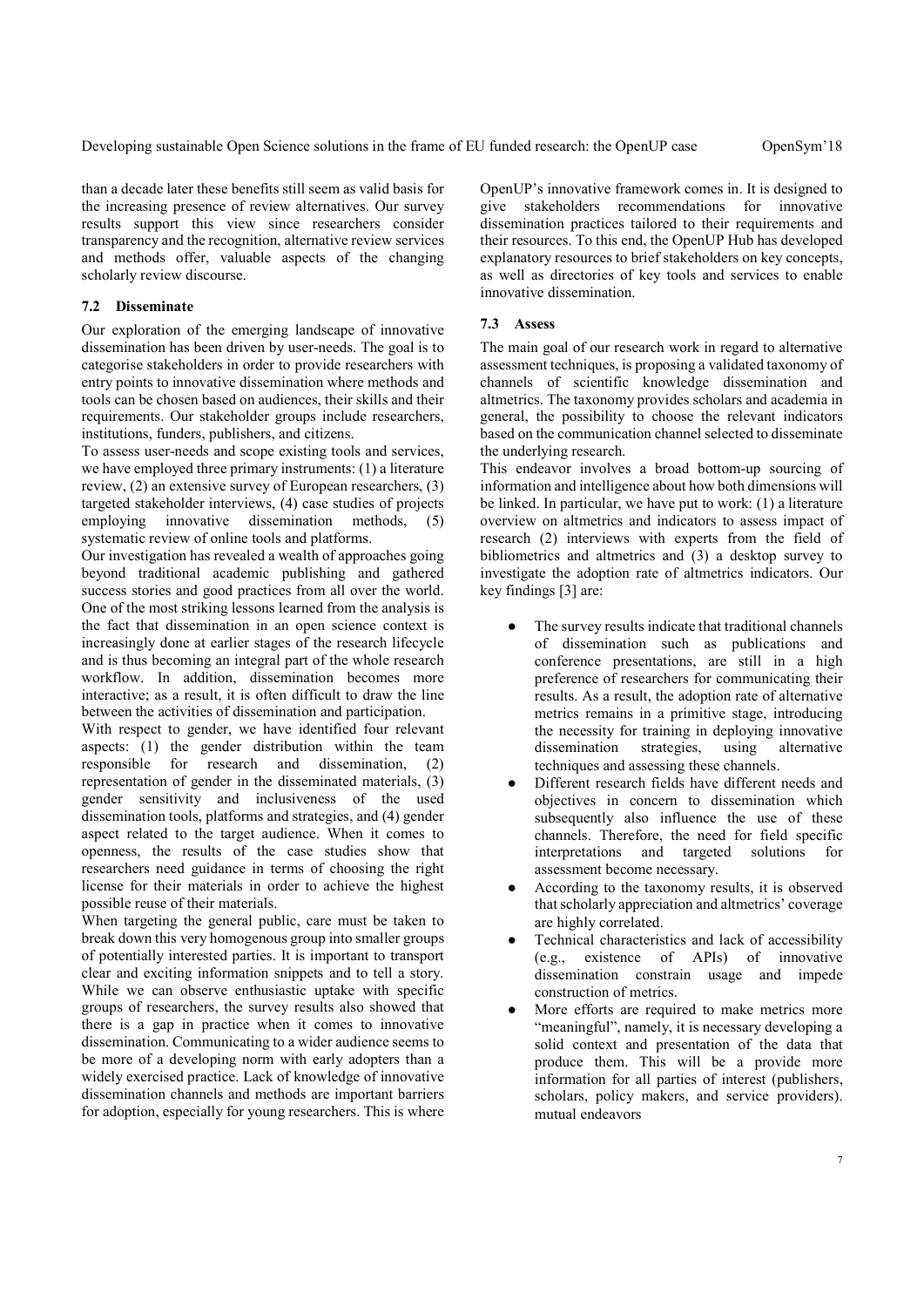than a decade later these benefits still seem as valid basis for the increasing presence of review alternatives. Our survey results support this view since researchers consider transparency and the recognition, alternative review services and methods offer, valuable aspects of the changing scholarly review discourse.

### 7.2 Disseminate

Our exploration of the emerging landscape of innovative dissemination has been driven by user-needs. The goal is to categorise stakeholders in order to provide researchers with entry points to innovative dissemination where methods and tools can be chosen based on audiences, their skills and their requirements. Our stakeholder groups include researchers, institutions, funders, publishers, and citizens.

To assess user-needs and scope existing tools and services, we have employed three primary instruments: (1) a literature review, (2) an extensive survey of European researchers, (3) targeted stakeholder interviews, (4) case studies of projects employing innovative dissemination methods, (5) systematic review of online tools and platforms.

Our investigation has revealed a wealth of approaches going beyond traditional academic publishing and gathered success stories and good practices from all over the world. One of the most striking lessons learned from the analysis is the fact that dissemination in an open science context is increasingly done at earlier stages of the research lifecycle and is thus becoming an integral part of the whole research workflow. In addition, dissemination becomes more interactive; as a result, it is often difficult to draw the line between the activities of dissemination and participation.

With respect to gender, we have identified four relevant aspects: (1) the gender distribution within the team responsible for research and dissemination, (2) representation of gender in the disseminated materials, (3) gender sensitivity and inclusiveness of the used dissemination tools, platforms and strategies, and (4) gender aspect related to the target audience. When it comes to openness, the results of the case studies show that researchers need guidance in terms of choosing the right license for their materials in order to achieve the highest possible reuse of their materials.

When targeting the general public, care must be taken to break down this very homogenous group into smaller groups of potentially interested parties. It is important to transport clear and exciting information snippets and to tell a story. While we can observe enthusiastic uptake with specific groups of researchers, the survey results also showed that there is a gap in practice when it comes to innovative dissemination. Communicating to a wider audience seems to be more of a developing norm with early adopters than a widely exercised practice. Lack of knowledge of innovative dissemination channels and methods are important barriers for adoption, especially for young researchers. This is where OpenUP's innovative framework comes in. It is designed to give stakeholders recommendations for innovative dissemination practices tailored to their requirements and their resources. To this end, the OpenUP Hub has developed explanatory resources to brief stakeholders on key concepts, as well as directories of key tools and services to enable innovative dissemination.

### 7.3 Assess

The main goal of our research work in regard to alternative assessment techniques, is proposing a validated taxonomy of channels of scientific knowledge dissemination and altmetrics. The taxonomy provides scholars and academia in general, the possibility to choose the relevant indicators based on the communication channel selected to disseminate the underlying research.

This endeavor involves a broad bottom-up sourcing of information and intelligence about how both dimensions will be linked. In particular, we have put to work: (1) a literature overview on altmetrics and indicators to assess impact of research (2) interviews with experts from the field of bibliometrics and altmetrics and (3) a desktop survey to investigate the adoption rate of altmetrics indicators. Our key findings [3] are:

- The survey results indicate that traditional channels of dissemination such as publications and conference presentations, are still in a high preference of researchers for communicating their results. As a result, the adoption rate of alternative metrics remains in a primitive stage, introducing the necessity for training in deploying innovative dissemination strategies, using alternative techniques and assessing these channels.
- Different research fields have different needs and objectives in concern to dissemination which subsequently also influence the use of these channels. Therefore, the need for field specific interpretations and targeted solutions for assessment become necessary.
- According to the taxonomy results, it is observed that scholarly appreciation and altmetrics' coverage are highly correlated.
- Technical characteristics and lack of accessibility (e.g., existence of APIs) of innovative dissemination constrain usage and impede construction of metrics.
- More efforts are required to make metrics more "meaningful", namely, it is necessary developing a solid context and presentation of the data that produce them. This will be a provide more information for all parties of interest (publishers, scholars, policy makers, and service providers). mutual endeavors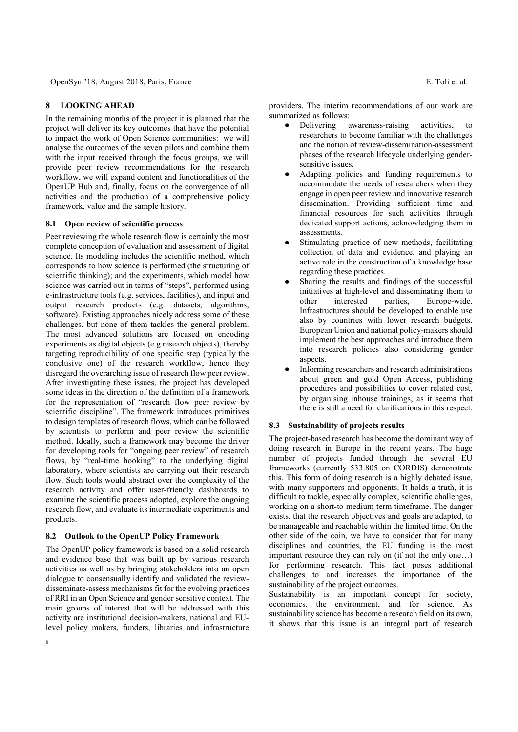## 8 LOOKING AHEAD

In the remaining months of the project it is planned that the project will deliver its key outcomes that have the potential to impact the work of Open Science communities: we will analyse the outcomes of the seven pilots and combine them with the input received through the focus groups, we will provide peer review recommendations for the research workflow, we will expand content and functionalities of the OpenUP Hub and, finally, focus on the convergence of all activities and the production of a comprehensive policy framework. value and the sample history.

### 8.1 Open review of scientific process

Peer reviewing the whole research flow is certainly the most complete conception of evaluation and assessment of digital science. Its modeling includes the scientific method, which corresponds to how science is performed (the structuring of scientific thinking); and the experiments, which model how science was carried out in terms of "steps", performed using e-infrastructure tools (e.g. services, facilities), and input and output research products (e.g. datasets, algorithms, software). Existing approaches nicely address some of these challenges, but none of them tackles the general problem. The most advanced solutions are focused on encoding experiments as digital objects (e.g research objects), thereby targeting reproducibility of one specific step (typically the conclusive one) of the research workflow, hence they disregard the overarching issue of research flow peer review. After investigating these issues, the project has developed some ideas in the direction of the definition of a framework for the representation of "research flow peer review by scientific discipline". The framework introduces primitives to design templates of research flows, which can be followed by scientists to perform and peer review the scientific method. Ideally, such a framework may become the driver for developing tools for "ongoing peer review" of research flows, by "real-time hooking" to the underlying digital laboratory, where scientists are carrying out their research flow. Such tools would abstract over the complexity of the research activity and offer user-friendly dashboards to examine the scientific process adopted, explore the ongoing research flow, and evaluate its intermediate experiments and products.

### 8.2 Outlook to the OpenUP Policy Framework

The OpenUP policy framework is based on a solid research and evidence base that was built up by various research activities as well as by bringing stakeholders into an open dialogue to consensually identify and validated the review-disseminate-assess mechanisms fit for the evolving practices of RRI in an Open Science and gender sensitive context. The main groups of interest that will be addressed with this activity are institutional decision-makers, national and EU-level policy makers, funders, libraries and infrastructure providers. The interim recommendations of our work are summarized as follows:

- Delivering awareness-raising activities, to researchers to become familiar with the challenges and the notion of review-dissemination-assessment phases of the research lifecycle underlying gender-sensitive issues.
- Adapting policies and funding requirements to accommodate the needs of researchers when they engage in open peer review and innovative research dissemination. Providing sufficient time and financial resources for such activities through dedicated support actions, acknowledging them in assessments.
- Stimulating practice of new methods, facilitating collection of data and evidence, and playing an active role in the construction of a knowledge base regarding these practices.
- Sharing the results and findings of the successful initiatives at high-level and disseminating them to other interested parties, Europe-wide. Infrastructures should be developed to enable use also by countries with lower research budgets. European Union and national policy-makers should implement the best approaches and introduce them into research policies also considering gender aspects.
- Informing researchers and research administrations about green and gold Open Access, publishing procedures and possibilities to cover related cost, by organising inhouse trainings, as it seems that there is still a need for clarifications in this respect.

### 8.3 Sustainability of projects results

The project-based research has become the dominant way of doing research in Europe in the recent years. The huge number of projects funded through the several EU frameworks (currently 533.805 on CORDIS) demonstrate this. This form of doing research is a highly debated issue, with many supporters and opponents. It holds a truth, it is difficult to tackle, especially complex, scientific challenges, working on a short-to medium term timeframe. The danger exists, that the research objectives and goals are adapted, to be manageable and reachable within the limited time. On the other side of the coin, we have to consider that for many disciplines and countries, the EU funding is the most important resource they can rely on (if not the only one…) for performing research. This fact poses additional challenges to and increases the importance of the sustainability of the project outcomes.

Sustainability is an important concept for society, economics, the environment, and for science. As sustainability science has become a research field on its own, it shows that this issue is an integral part of research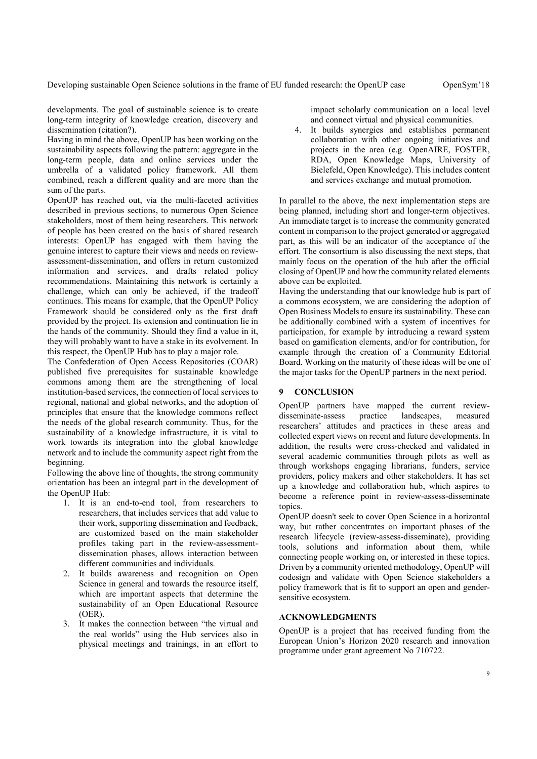developments. The goal of sustainable science is to create long-term integrity of knowledge creation, discovery and dissemination (citation?).

Having in mind the above, OpenUP has been working on the sustainability aspects following the pattern: aggregate in the long-term people, data and online services under the umbrella of a validated policy framework. All them combined, reach a different quality and are more than the sum of the parts.

OpenUP has reached out, via the multi-faceted activities described in previous sections, to numerous Open Science stakeholders, most of them being researchers. This network of people has been created on the basis of shared research interests: OpenUP has engaged with them having the genuine interest to capture their views and needs on review-assessment-dissemination, and offers in return customized information and services, and drafts related policy recommendations. Maintaining this network is certainly a challenge, which can only be achieved, if the tradeoff continues. This means for example, that the OpenUP Policy Framework should be considered only as the first draft provided by the project. Its extension and continuation lie in the hands of the community. Should they find a value in it, they will probably want to have a stake in its evolvement. In this respect, the OpenUP Hub has to play a major role.

The Confederation of Open Access Repositories (COAR) published five prerequisites for sustainable knowledge commons among them are the strengthening of local institution-based services, the connection of local services to regional, national and global networks, and the adoption of principles that ensure that the knowledge commons reflect the needs of the global research community. Thus, for the sustainability of a knowledge infrastructure, it is vital to work towards its integration into the global knowledge network and to include the community aspect right from the beginning.

Following the above line of thoughts, the strong community orientation has been an integral part in the development of the OpenUP Hub:

1. It is an end-to-end tool, from researchers to researchers, that includes services that add value to their work, supporting dissemination and feedback, are customized based on the main stakeholder profiles taking part in the review-assessment-dissemination phases, allows interaction between different communities and individuals.
2. It builds awareness and recognition on Open Science in general and towards the resource itself, which are important aspects that determine the sustainability of an Open Educational Resource (OER).
3. It makes the connection between "the virtual and the real worlds" using the Hub services also in physical meetings and trainings, in an effort to impact scholarly communication on a local level and connect virtual and physical communities.
4. It builds synergies and establishes permanent collaboration with other ongoing initiatives and projects in the area (e.g. OpenAIRE, FOSTER, RDA, Open Knowledge Maps, University of Bielefeld, Open Knowledge). This includes content and services exchange and mutual promotion.

In parallel to the above, the next implementation steps are being planned, including short and longer-term objectives. An immediate target is to increase the community generated content in comparison to the project generated or aggregated part, as this will be an indicator of the acceptance of the effort. The consortium is also discussing the next steps, that mainly focus on the operation of the hub after the official closing of OpenUP and how the community related elements above can be exploited.

Having the understanding that our knowledge hub is part of a commons ecosystem, we are considering the adoption of Open Business Models to ensure its sustainability. These can be additionally combined with a system of incentives for participation, for example by introducing a reward system based on gamification elements, and/or for contribution, for example through the creation of a Community Editorial Board. Working on the maturity of these ideas will be one of the major tasks for the OpenUP partners in the next period.

## 9 CONCLUSION

OpenUP partners have mapped the current review-disseminate-assess practice landscapes, measured researchers' attitudes and practices in these areas and collected expert views on recent and future developments. In addition, the results were cross-checked and validated in several academic communities through pilots as well as through workshops engaging librarians, funders, service providers, policy makers and other stakeholders. It has set up a knowledge and collaboration hub, which aspires to become a reference point in review-assess-disseminate topics.

OpenUP doesn't seek to cover Open Science in a horizontal way, but rather concentrates on important phases of the research lifecycle (review-assess-disseminate), providing tools, solutions and information about them, while connecting people working on, or interested in these topics. Driven by a community oriented methodology, OpenUP will codesign and validate with Open Science stakeholders a policy framework that is fit to support an open and gender-sensitive ecosystem.

## ACKNOWLEDGMENTS

OpenUP is a project that has received funding from the European Union's Horizon 2020 research and innovation programme under grant agreement No 710722.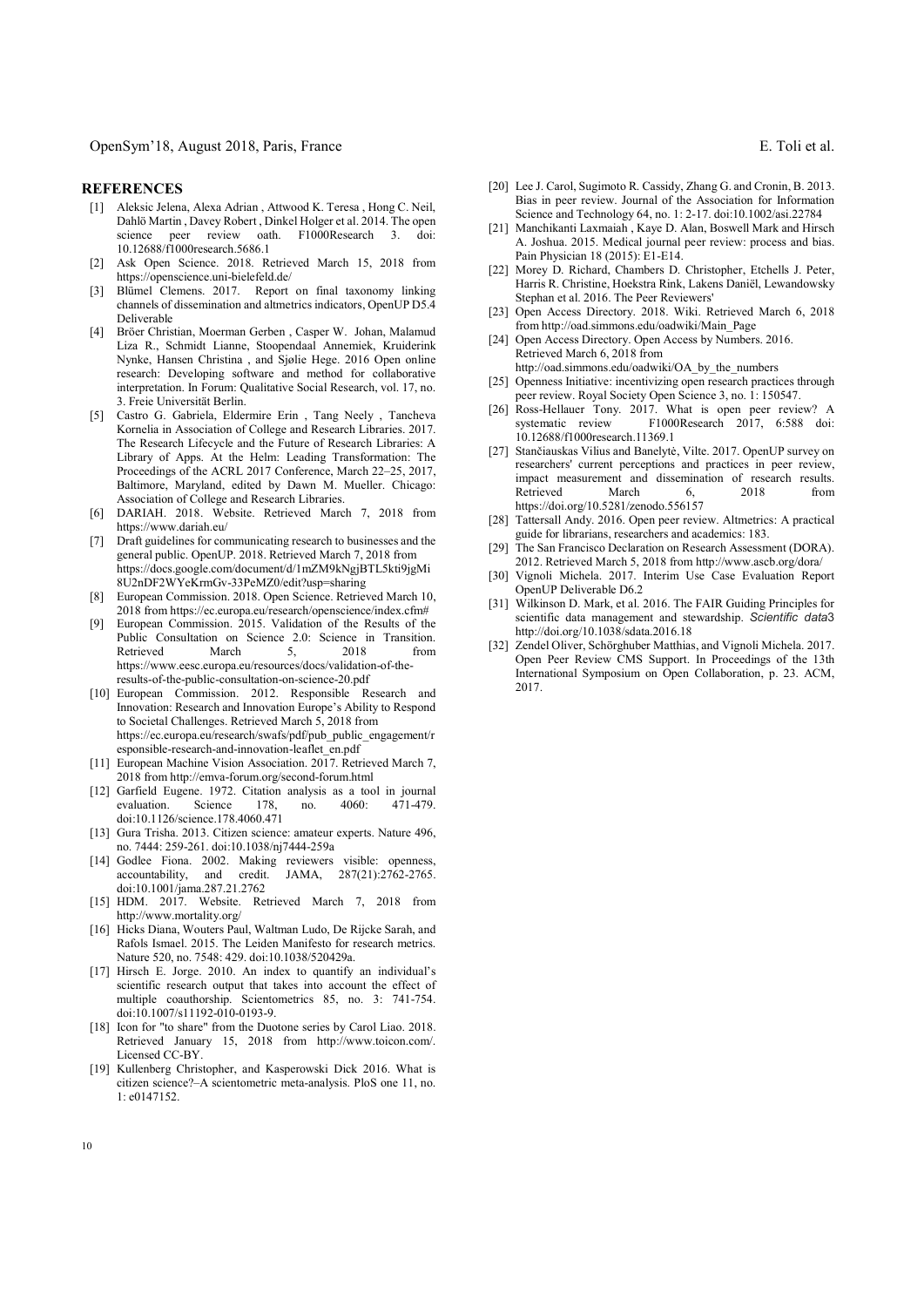## REFERENCES

[1] Aleksic Jelena, Alexa Adrian , Attwood K. Teresa , Hong C. Neil, Dahlö Martin , Davey Robert , Dinkel Holger et al. 2014. The open science peer review oath. F1000Research 3. doi: 10.12688/f1000research.5686.1

[2] Ask Open Science. 2018. Retrieved March 15, 2018 from https://openscience.uni-bielefeld.de/

[3] Blümel Clemens. 2017. Report on final taxonomy linking channels of dissemination and altmetrics indicators, OpenUP D5.4 Deliverable

[4] Bröer Christian, Moerman Gerben , Casper W. Johan, Malamud Liza R., Schmidt Lianne, Stoopendaal Annemiek, Kruiderink Nynke, Hansen Christina , and Sjølie Hege. 2016 Open online research: Developing software and method for collaborative interpretation. In Forum: Qualitative Social Research, vol. 17, no. 3. Freie Universität Berlin.

[5] Castro G. Gabriela, Eldermire Erin , Tang Neely , Tancheva Kornelia in Association of College and Research Libraries. 2017. The Research Lifecycle and the Future of Research Libraries: A Library of Apps. At the Helm: Leading Transformation: The Proceedings of the ACRL 2017 Conference, March 22–25, 2017, Baltimore, Maryland, edited by Dawn M. Mueller. Chicago: Association of College and Research Libraries.

[6] DARIAH. 2018. Website. Retrieved March 7, 2018 from https://www.dariah.eu/

[7] Draft guidelines for communicating research to businesses and the general public. OpenUP. 2018. Retrieved March 7, 2018 from https://docs.google.com/document/d/1mZM9kNgjBTL5kti9jgMi8U2nDF2WYeKrmGv-33PeMZ0/edit?usp=sharing

[8] European Commission. 2018. Open Science. Retrieved March 10, 2018 from https://ec.europa.eu/research/openscience/index.cfm#

[9] European Commission. 2015. Validation of the Results of the Public Consultation on Science 2.0: Science in Transition. Retrieved March 5, 2018 from https://www.eesc.europa.eu/resources/docs/validation-of-the-results-of-the-public-consultation-on-science-20.pdf

[10] European Commission. 2012. Responsible Research and Innovation: Research and Innovation Europe's Ability to Respond to Societal Challenges. Retrieved March 5, 2018 from https://ec.europa.eu/research/swafs/pdf/pub_public_engagement/responsible-research-and-innovation-leaflet_en.pdf

[11] European Machine Vision Association. 2017. Retrieved March 7, 2018 from http://emva-forum.org/second-forum.html

[12] Garfield Eugene. 1972. Citation analysis as a tool in journal evaluation. Science 178, no. 4060: 471-479. doi:10.1126/science.178.4060.471

[13] Gura Trisha. 2013. Citizen science: amateur experts. Nature 496, no. 7444: 259-261. doi:10.1038/nj7444-259a

[14] Godlee Fiona. 2002. Making reviewers visible: openness, accountability, and credit. JAMA, 287(21):2762-2765. doi:10.1001/jama.287.21.2762

[15] HDM. 2017. Website. Retrieved March 7, 2018 from http://www.mortality.org/

[16] Hicks Diana, Wouters Paul, Waltman Ludo, De Rijcke Sarah, and Rafols Ismael. 2015. The Leiden Manifesto for research metrics. Nature 520, no. 7548: 429. doi:10.1038/520429a.

[17] Hirsch E. Jorge. 2010. An index to quantify an individual's scientific research output that takes into account the effect of multiple coauthorship. Scientometrics 85, no. 3: 741-754. doi:10.1007/s11192-010-0193-9.

[18] Icon for "to share" from the Duotone series by Carol Liao. 2018. Retrieved January 15, 2018 from http://www.toicon.com/. Licensed CC-BY.

[19] Kullenberg Christopher, and Kasperowski Dick 2016. What is citizen science?–A scientometric meta-analysis. PloS one 11, no. 1: e0147152.

[20] Lee J. Carol, Sugimoto R. Cassidy, Zhang G. and Cronin, B. 2013. Bias in peer review. Journal of the Association for Information Science and Technology 64, no. 1: 2-17. doi:10.1002/asi.22784

[21] Manchikanti Laxmaiah , Kaye D. Alan, Boswell Mark and Hirsch A. Joshua. 2015. Medical journal peer review: process and bias. Pain Physician 18 (2015): E1-E14.

[22] Morey D. Richard, Chambers D. Christopher, Etchells J. Peter, Harris R. Christine, Hoekstra Rink, Lakens Daniël, Lewandowsky Stephan et al. 2016. The Peer Reviewers'

[23] Open Access Directory. 2018. Wiki. Retrieved March 6, 2018 from http://oad.simmons.edu/oadwiki/Main_Page

[24] Open Access Directory. Open Access by Numbers. 2016. Retrieved March 6, 2018 from http://oad.simmons.edu/oadwiki/OA_by_the_numbers

[25] Openness Initiative: incentivizing open research practices through peer review. Royal Society Open Science 3, no. 1: 150547.

[26] Ross-Hellauer Tony. 2017. What is open peer review? A systematic review F1000Research 2017, 6:588 doi: 10.12688/f1000research.11369.1

[27] Stančiauskas Vilius and Banelytė, Vilte. 2017. OpenUP survey on researchers' current perceptions and practices in peer review, impact measurement and dissemination of research results. Retrieved March 6, 2018 from https://doi.org/10.5281/zenodo.556157

[28] Tattersall Andy. 2016. Open peer review. Altmetrics: A practical guide for librarians, researchers and academics: 183.

[29] The San Francisco Declaration on Research Assessment (DORA). 2012. Retrieved March 5, 2018 from http://www.ascb.org/dora/

[30] Vignoli Michela. 2017. Interim Use Case Evaluation Report OpenUP Deliverable D6.2

[31] Wilkinson D. Mark, et al. 2016. The FAIR Guiding Principles for scientific data management and stewardship. *Scientific data*3 http://doi.org/10.1038/sdata.2016.18

[32] Zendel Oliver, Schörghuber Matthias, and Vignoli Michela. 2017. Open Peer Review CMS Support. In Proceedings of the 13th International Symposium on Open Collaboration, p. 23. ACM, 2017.